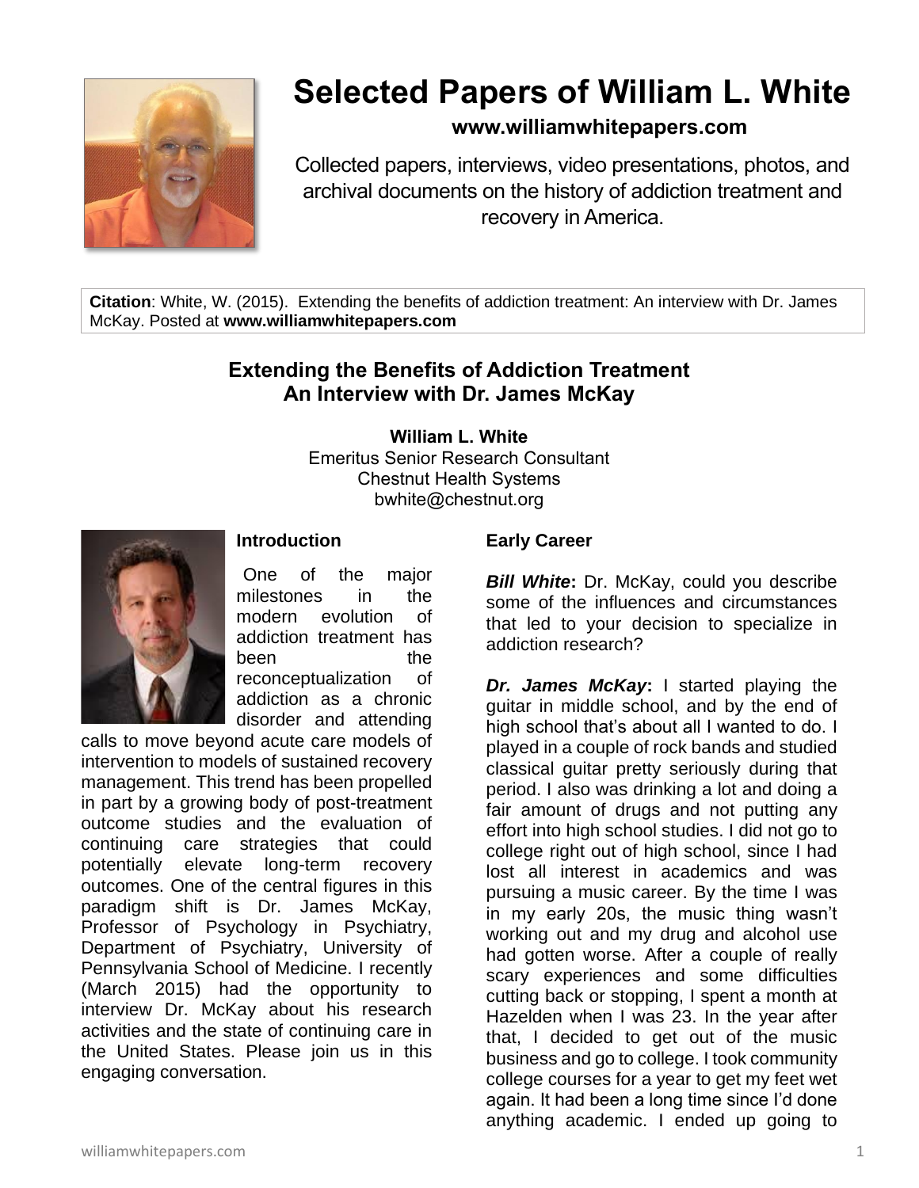# Selected Papers of William L. White

**www.williamwhitepapers.com**

Collected papers, interviews, video presentations, photos, and archival documents on the history of addiction treatment and recovery in America.

**Citation**: White, W. (2015). Extending the benefits of addiction treatment: An interview with Dr. James McKay. Posted at **www.williamwhitepapers.com**

## Extending the Benefits of Addiction Treatment
## An Interview with Dr. James McKay

**William L. White**
Emeritus Senior Research Consultant
Chestnut Health Systems
bwhite@chestnut.org

### Introduction

One of the major milestones in the modern evolution of addiction treatment has been the reconceptualization of addiction as a chronic disorder and attending calls to move beyond acute care models of intervention to models of sustained recovery management. This trend has been propelled in part by a growing body of post-treatment outcome studies and the evaluation of continuing care strategies that could potentially elevate long-term recovery outcomes. One of the central figures in this paradigm shift is Dr. James McKay, Professor of Psychology in Psychiatry, Department of Psychiatry, University of Pennsylvania School of Medicine. I recently (March 2015) had the opportunity to interview Dr. McKay about his research activities and the state of continuing care in the United States. Please join us in this engaging conversation.

### Early Career

***Bill White*:** Dr. McKay, could you describe some of the influences and circumstances that led to your decision to specialize in addiction research?

***Dr. James McKay*:** I started playing the guitar in middle school, and by the end of high school that's about all I wanted to do. I played in a couple of rock bands and studied classical guitar pretty seriously during that period. I also was drinking a lot and doing a fair amount of drugs and not putting any effort into high school studies. I did not go to college right out of high school, since I had lost all interest in academics and was pursuing a music career. By the time I was in my early 20s, the music thing wasn't working out and my drug and alcohol use had gotten worse. After a couple of really scary experiences and some difficulties cutting back or stopping, I spent a month at Hazelden when I was 23. In the year after that, I decided to get out of the music business and go to college. I took community college courses for a year to get my feet wet again. It had been a long time since I'd done anything academic. I ended up going to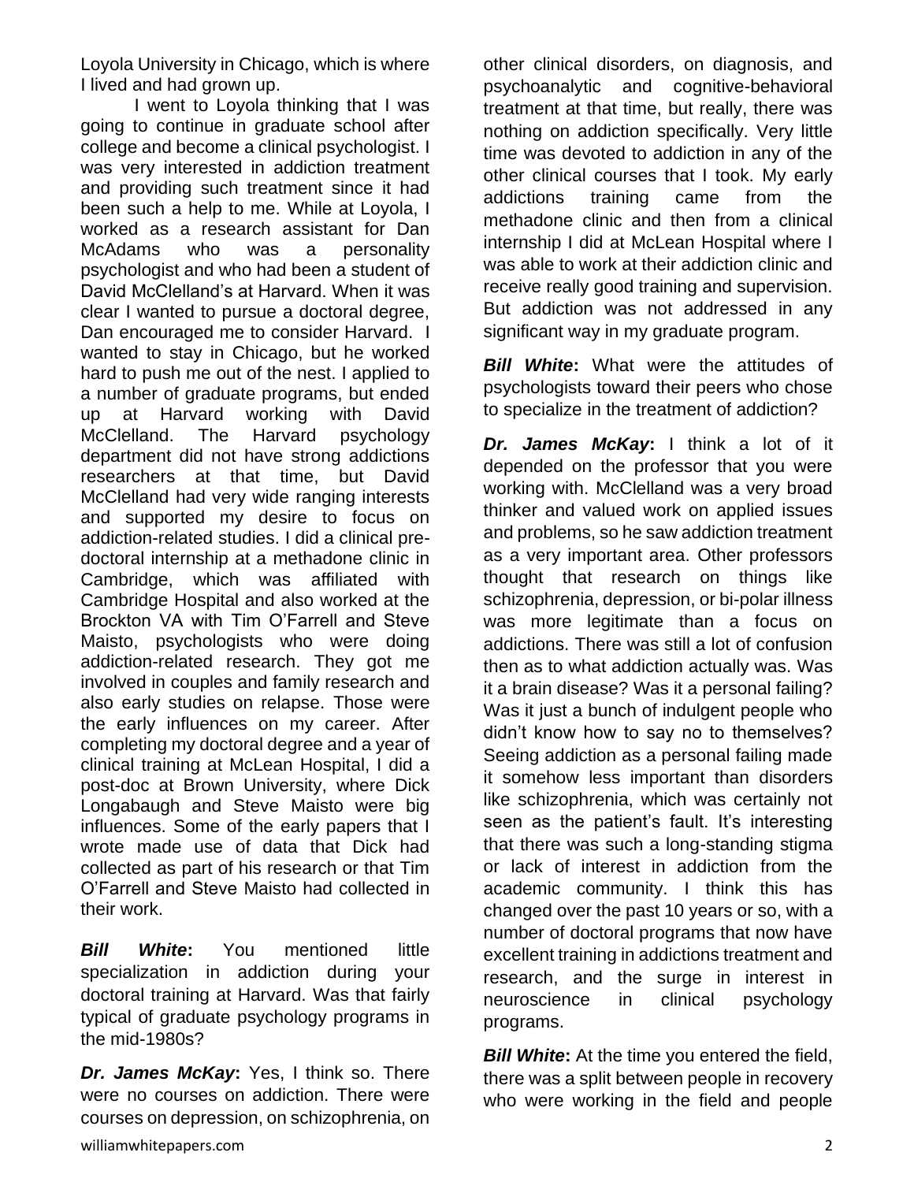Loyola University in Chicago, which is where I lived and had grown up.

I went to Loyola thinking that I was going to continue in graduate school after college and become a clinical psychologist. I was very interested in addiction treatment and providing such treatment since it had been such a help to me. While at Loyola, I worked as a research assistant for Dan McAdams who was a personality psychologist and who had been a student of David McClelland's at Harvard. When it was clear I wanted to pursue a doctoral degree, Dan encouraged me to consider Harvard. I wanted to stay in Chicago, but he worked hard to push me out of the nest. I applied to a number of graduate programs, but ended up at Harvard working with David McClelland. The Harvard psychology department did not have strong addictions researchers at that time, but David McClelland had very wide ranging interests and supported my desire to focus on addiction-related studies. I did a clinical pre-doctoral internship at a methadone clinic in Cambridge, which was affiliated with Cambridge Hospital and also worked at the Brockton VA with Tim O'Farrell and Steve Maisto, psychologists who were doing addiction-related research. They got me involved in couples and family research and also early studies on relapse. Those were the early influences on my career. After completing my doctoral degree and a year of clinical training at McLean Hospital, I did a post-doc at Brown University, where Dick Longabaugh and Steve Maisto were big influences. Some of the early papers that I wrote made use of data that Dick had collected as part of his research or that Tim O'Farrell and Steve Maisto had collected in their work.

***Bill White*:** You mentioned little specialization in addiction during your doctoral training at Harvard. Was that fairly typical of graduate psychology programs in the mid-1980s?

***Dr. James McKay*:** Yes, I think so. There were no courses on addiction. There were courses on depression, on schizophrenia, on other clinical disorders, on diagnosis, and psychoanalytic and cognitive-behavioral treatment at that time, but really, there was nothing on addiction specifically. Very little time was devoted to addiction in any of the other clinical courses that I took. My early addictions training came from the methadone clinic and then from a clinical internship I did at McLean Hospital where I was able to work at their addiction clinic and receive really good training and supervision. But addiction was not addressed in any significant way in my graduate program.

***Bill White*:** What were the attitudes of psychologists toward their peers who chose to specialize in the treatment of addiction?

***Dr. James McKay*:** I think a lot of it depended on the professor that you were working with. McClelland was a very broad thinker and valued work on applied issues and problems, so he saw addiction treatment as a very important area. Other professors thought that research on things like schizophrenia, depression, or bi-polar illness was more legitimate than a focus on addictions. There was still a lot of confusion then as to what addiction actually was. Was it a brain disease? Was it a personal failing? Was it just a bunch of indulgent people who didn't know how to say no to themselves? Seeing addiction as a personal failing made it somehow less important than disorders like schizophrenia, which was certainly not seen as the patient's fault. It's interesting that there was such a long-standing stigma or lack of interest in addiction from the academic community. I think this has changed over the past 10 years or so, with a number of doctoral programs that now have excellent training in addictions treatment and research, and the surge in interest in neuroscience in clinical psychology programs.

***Bill White*:** At the time you entered the field, there was a split between people in recovery who were working in the field and people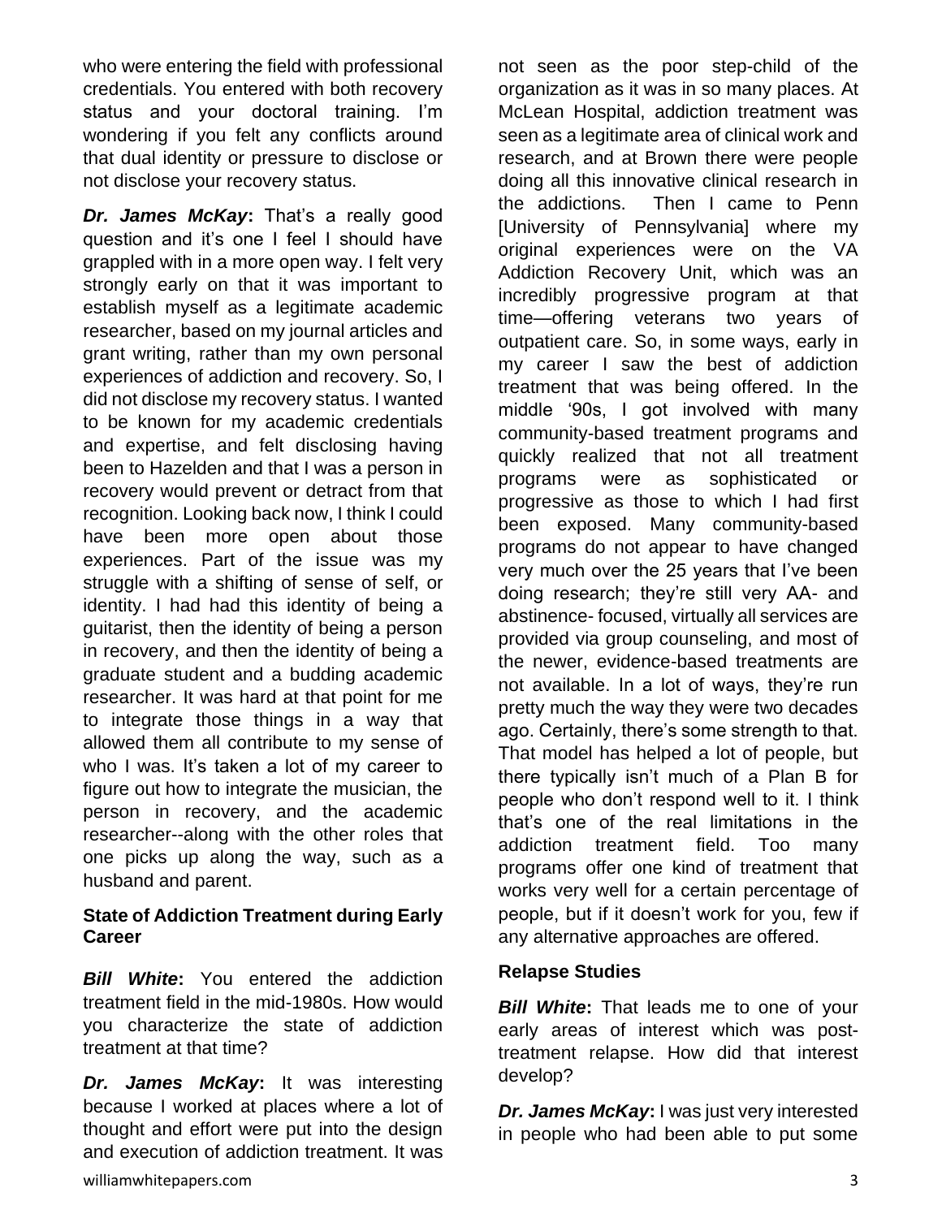who were entering the field with professional credentials. You entered with both recovery status and your doctoral training. I'm wondering if you felt any conflicts around that dual identity or pressure to disclose or not disclose your recovery status.

***Dr. James McKay*:** That's a really good question and it's one I feel I should have grappled with in a more open way. I felt very strongly early on that it was important to establish myself as a legitimate academic researcher, based on my journal articles and grant writing, rather than my own personal experiences of addiction and recovery. So, I did not disclose my recovery status. I wanted to be known for my academic credentials and expertise, and felt disclosing having been to Hazelden and that I was a person in recovery would prevent or detract from that recognition. Looking back now, I think I could have been more open about those experiences. Part of the issue was my struggle with a shifting of sense of self, or identity. I had had this identity of being a guitarist, then the identity of being a person in recovery, and then the identity of being a graduate student and a budding academic researcher. It was hard at that point for me to integrate those things in a way that allowed them all contribute to my sense of who I was. It's taken a lot of my career to figure out how to integrate the musician, the person in recovery, and the academic researcher--along with the other roles that one picks up along the way, such as a husband and parent.

**State of Addiction Treatment during Early Career**

***Bill White*:** You entered the addiction treatment field in the mid-1980s. How would you characterize the state of addiction treatment at that time?

***Dr. James McKay*:** It was interesting because I worked at places where a lot of thought and effort were put into the design and execution of addiction treatment. It was not seen as the poor step-child of the organization as it was in so many places. At McLean Hospital, addiction treatment was seen as a legitimate area of clinical work and research, and at Brown there were people doing all this innovative clinical research in the addictions. Then I came to Penn [University of Pennsylvania] where my original experiences were on the VA Addiction Recovery Unit, which was an incredibly progressive program at that time—offering veterans two years of outpatient care. So, in some ways, early in my career I saw the best of addiction treatment that was being offered. In the middle '90s, I got involved with many community-based treatment programs and quickly realized that not all treatment programs were as sophisticated or progressive as those to which I had first been exposed. Many community-based programs do not appear to have changed very much over the 25 years that I've been doing research; they're still very AA- and abstinence- focused, virtually all services are provided via group counseling, and most of the newer, evidence-based treatments are not available. In a lot of ways, they're run pretty much the way they were two decades ago. Certainly, there's some strength to that. That model has helped a lot of people, but there typically isn't much of a Plan B for people who don't respond well to it. I think that's one of the real limitations in the addiction treatment field. Too many programs offer one kind of treatment that works very well for a certain percentage of people, but if it doesn't work for you, few if any alternative approaches are offered.

**Relapse Studies**

***Bill White*:** That leads me to one of your early areas of interest which was post-treatment relapse. How did that interest develop?

***Dr. James McKay*:** I was just very interested in people who had been able to put some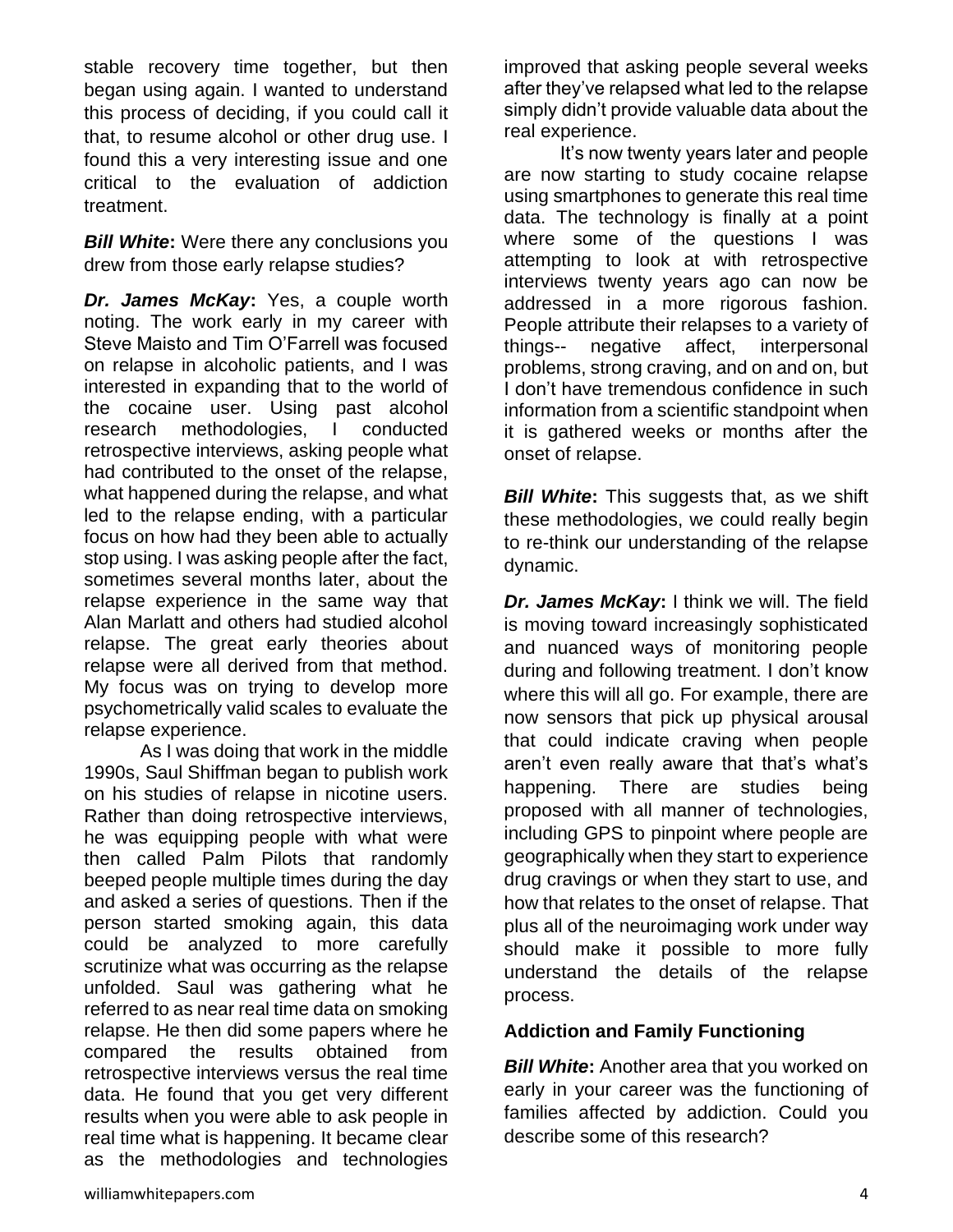stable recovery time together, but then began using again. I wanted to understand this process of deciding, if you could call it that, to resume alcohol or other drug use. I found this a very interesting issue and one critical to the evaluation of addiction treatment.

***Bill White*:** Were there any conclusions you drew from those early relapse studies?

***Dr. James McKay*:** Yes, a couple worth noting. The work early in my career with Steve Maisto and Tim O'Farrell was focused on relapse in alcoholic patients, and I was interested in expanding that to the world of the cocaine user. Using past alcohol research methodologies, I conducted retrospective interviews, asking people what had contributed to the onset of the relapse, what happened during the relapse, and what led to the relapse ending, with a particular focus on how had they been able to actually stop using. I was asking people after the fact, sometimes several months later, about the relapse experience in the same way that Alan Marlatt and others had studied alcohol relapse. The great early theories about relapse were all derived from that method. My focus was on trying to develop more psychometrically valid scales to evaluate the relapse experience.

As I was doing that work in the middle 1990s, Saul Shiffman began to publish work on his studies of relapse in nicotine users. Rather than doing retrospective interviews, he was equipping people with what were then called Palm Pilots that randomly beeped people multiple times during the day and asked a series of questions. Then if the person started smoking again, this data could be analyzed to more carefully scrutinize what was occurring as the relapse unfolded. Saul was gathering what he referred to as near real time data on smoking relapse. He then did some papers where he compared the results obtained from retrospective interviews versus the real time data. He found that you get very different results when you were able to ask people in real time what is happening. It became clear as the methodologies and technologies improved that asking people several weeks after they've relapsed what led to the relapse simply didn't provide valuable data about the real experience.

It's now twenty years later and people are now starting to study cocaine relapse using smartphones to generate this real time data. The technology is finally at a point where some of the questions I was attempting to look at with retrospective interviews twenty years ago can now be addressed in a more rigorous fashion. People attribute their relapses to a variety of things-- negative affect, interpersonal problems, strong craving, and on and on, but I don't have tremendous confidence in such information from a scientific standpoint when it is gathered weeks or months after the onset of relapse.

***Bill White*:** This suggests that, as we shift these methodologies, we could really begin to re-think our understanding of the relapse dynamic.

***Dr. James McKay*:** I think we will. The field is moving toward increasingly sophisticated and nuanced ways of monitoring people during and following treatment. I don't know where this will all go. For example, there are now sensors that pick up physical arousal that could indicate craving when people aren't even really aware that that's what's happening. There are studies being proposed with all manner of technologies, including GPS to pinpoint where people are geographically when they start to experience drug cravings or when they start to use, and how that relates to the onset of relapse. That plus all of the neuroimaging work under way should make it possible to more fully understand the details of the relapse process.

## Addiction and Family Functioning

***Bill White*:** Another area that you worked on early in your career was the functioning of families affected by addiction. Could you describe some of this research?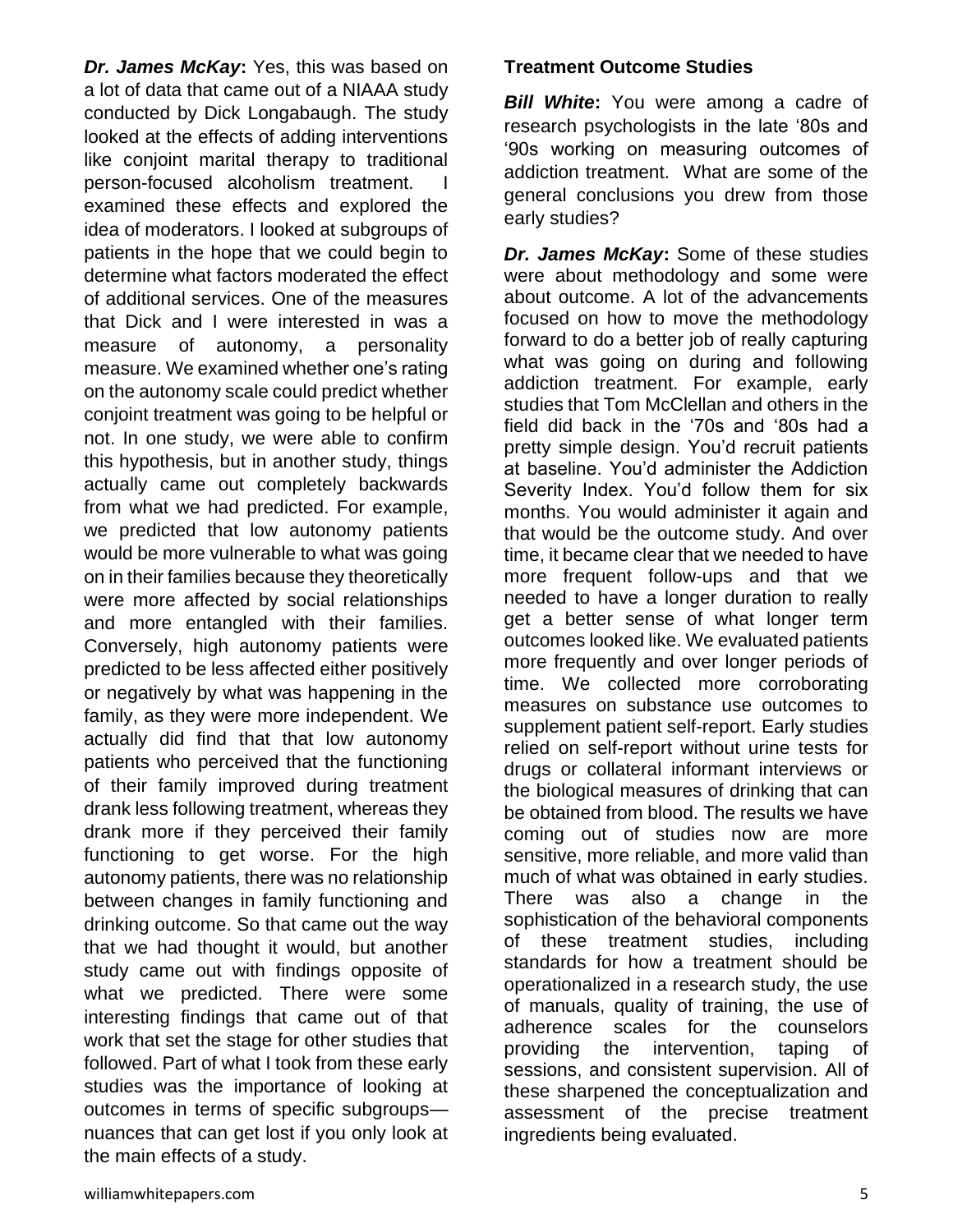***Dr. James McKay*:** Yes, this was based on a lot of data that came out of a NIAAA study conducted by Dick Longabaugh. The study looked at the effects of adding interventions like conjoint marital therapy to traditional person-focused alcoholism treatment. I examined these effects and explored the idea of moderators. I looked at subgroups of patients in the hope that we could begin to determine what factors moderated the effect of additional services. One of the measures that Dick and I were interested in was a measure of autonomy, a personality measure. We examined whether one's rating on the autonomy scale could predict whether conjoint treatment was going to be helpful or not. In one study, we were able to confirm this hypothesis, but in another study, things actually came out completely backwards from what we had predicted. For example, we predicted that low autonomy patients would be more vulnerable to what was going on in their families because they theoretically were more affected by social relationships and more entangled with their families. Conversely, high autonomy patients were predicted to be less affected either positively or negatively by what was happening in the family, as they were more independent. We actually did find that that low autonomy patients who perceived that the functioning of their family improved during treatment drank less following treatment, whereas they drank more if they perceived their family functioning to get worse. For the high autonomy patients, there was no relationship between changes in family functioning and drinking outcome. So that came out the way that we had thought it would, but another study came out with findings opposite of what we predicted. There were some interesting findings that came out of that work that set the stage for other studies that followed. Part of what I took from these early studies was the importance of looking at outcomes in terms of specific subgroups—nuances that can get lost if you only look at the main effects of a study.

**Treatment Outcome Studies**

***Bill White*:** You were among a cadre of research psychologists in the late '80s and '90s working on measuring outcomes of addiction treatment. What are some of the general conclusions you drew from those early studies?

***Dr. James McKay*:** Some of these studies were about methodology and some were about outcome. A lot of the advancements focused on how to move the methodology forward to do a better job of really capturing what was going on during and following addiction treatment. For example, early studies that Tom McClellan and others in the field did back in the '70s and '80s had a pretty simple design. You'd recruit patients at baseline. You'd administer the Addiction Severity Index. You'd follow them for six months. You would administer it again and that would be the outcome study. And over time, it became clear that we needed to have more frequent follow-ups and that we needed to have a longer duration to really get a better sense of what longer term outcomes looked like. We evaluated patients more frequently and over longer periods of time. We collected more corroborating measures on substance use outcomes to supplement patient self-report. Early studies relied on self-report without urine tests for drugs or collateral informant interviews or the biological measures of drinking that can be obtained from blood. The results we have coming out of studies now are more sensitive, more reliable, and more valid than much of what was obtained in early studies. There was also a change in the sophistication of the behavioral components of these treatment studies, including standards for how a treatment should be operationalized in a research study, the use of manuals, quality of training, the use of adherence scales for the counselors providing the intervention, taping of sessions, and consistent supervision. All of these sharpened the conceptualization and assessment of the precise treatment ingredients being evaluated.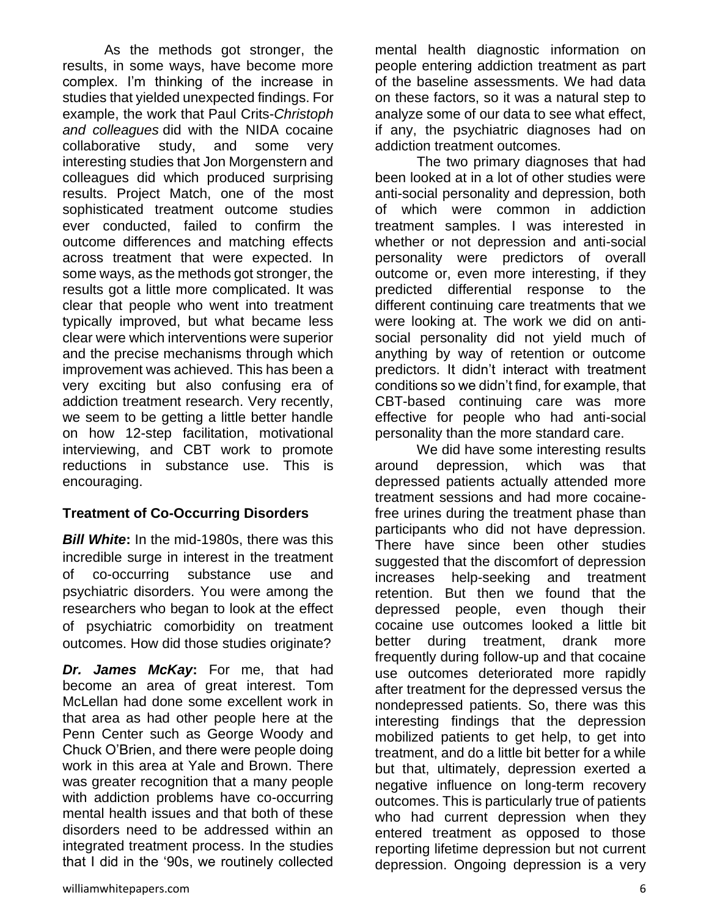As the methods got stronger, the results, in some ways, have become more complex. I'm thinking of the increase in studies that yielded unexpected findings. For example, the work that Paul Crits-*Christoph and colleagues* did with the NIDA cocaine collaborative study, and some very interesting studies that Jon Morgenstern and colleagues did which produced surprising results. Project Match, one of the most sophisticated treatment outcome studies ever conducted, failed to confirm the outcome differences and matching effects across treatment that were expected. In some ways, as the methods got stronger, the results got a little more complicated. It was clear that people who went into treatment typically improved, but what became less clear were which interventions were superior and the precise mechanisms through which improvement was achieved. This has been a very exciting but also confusing era of addiction treatment research. Very recently, we seem to be getting a little better handle on how 12-step facilitation, motivational interviewing, and CBT work to promote reductions in substance use. This is encouraging.

**Treatment of Co-Occurring Disorders**

***Bill White*****:** In the mid-1980s, there was this incredible surge in interest in the treatment of co-occurring substance use and psychiatric disorders. You were among the researchers who began to look at the effect of psychiatric comorbidity on treatment outcomes. How did those studies originate?

***Dr. James McKay*****:** For me, that had become an area of great interest. Tom McLellan had done some excellent work in that area as had other people here at the Penn Center such as George Woody and Chuck O'Brien, and there were people doing work in this area at Yale and Brown. There was greater recognition that a many people with addiction problems have co-occurring mental health issues and that both of these disorders need to be addressed within an integrated treatment process. In the studies that I did in the '90s, we routinely collected mental health diagnostic information on people entering addiction treatment as part of the baseline assessments. We had data on these factors, so it was a natural step to analyze some of our data to see what effect, if any, the psychiatric diagnoses had on addiction treatment outcomes.

The two primary diagnoses that had been looked at in a lot of other studies were anti-social personality and depression, both of which were common in addiction treatment samples. I was interested in whether or not depression and anti-social personality were predictors of overall outcome or, even more interesting, if they predicted differential response to the different continuing care treatments that we were looking at. The work we did on anti-social personality did not yield much of anything by way of retention or outcome predictors. It didn't interact with treatment conditions so we didn't find, for example, that CBT-based continuing care was more effective for people who had anti-social personality than the more standard care.

We did have some interesting results around depression, which was that depressed patients actually attended more treatment sessions and had more cocaine-free urines during the treatment phase than participants who did not have depression. There have since been other studies suggested that the discomfort of depression increases help-seeking and treatment retention. But then we found that the depressed people, even though their cocaine use outcomes looked a little bit better during treatment, drank more frequently during follow-up and that cocaine use outcomes deteriorated more rapidly after treatment for the depressed versus the nondepressed patients. So, there was this interesting findings that the depression mobilized patients to get help, to get into treatment, and do a little bit better for a while but that, ultimately, depression exerted a negative influence on long-term recovery outcomes. This is particularly true of patients who had current depression when they entered treatment as opposed to those reporting lifetime depression but not current depression. Ongoing depression is a very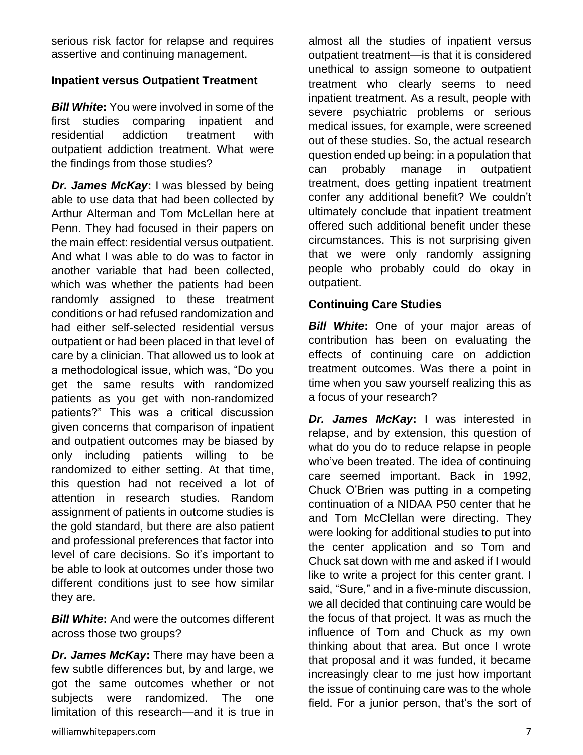serious risk factor for relapse and requires assertive and continuing management.

### Inpatient versus Outpatient Treatment

***Bill White*:** You were involved in some of the first studies comparing inpatient and residential addiction treatment with outpatient addiction treatment. What were the findings from those studies?

***Dr. James McKay*:** I was blessed by being able to use data that had been collected by Arthur Alterman and Tom McLellan here at Penn. They had focused in their papers on the main effect: residential versus outpatient. And what I was able to do was to factor in another variable that had been collected, which was whether the patients had been randomly assigned to these treatment conditions or had refused randomization and had either self-selected residential versus outpatient or had been placed in that level of care by a clinician. That allowed us to look at a methodological issue, which was, "Do you get the same results with randomized patients as you get with non-randomized patients?" This was a critical discussion given concerns that comparison of inpatient and outpatient outcomes may be biased by only including patients willing to be randomized to either setting. At that time, this question had not received a lot of attention in research studies. Random assignment of patients in outcome studies is the gold standard, but there are also patient and professional preferences that factor into level of care decisions. So it's important to be able to look at outcomes under those two different conditions just to see how similar they are.

***Bill White*:** And were the outcomes different across those two groups?

***Dr. James McKay*:** There may have been a few subtle differences but, by and large, we got the same outcomes whether or not subjects were randomized. The one limitation of this research—and it is true in almost all the studies of inpatient versus outpatient treatment—is that it is considered unethical to assign someone to outpatient treatment who clearly seems to need inpatient treatment. As a result, people with severe psychiatric problems or serious medical issues, for example, were screened out of these studies. So, the actual research question ended up being: in a population that can probably manage in outpatient treatment, does getting inpatient treatment confer any additional benefit? We couldn't ultimately conclude that inpatient treatment offered such additional benefit under these circumstances. This is not surprising given that we were only randomly assigning people who probably could do okay in outpatient.

### Continuing Care Studies

***Bill White*:** One of your major areas of contribution has been on evaluating the effects of continuing care on addiction treatment outcomes. Was there a point in time when you saw yourself realizing this as a focus of your research?

***Dr. James McKay*:** I was interested in relapse, and by extension, this question of what do you do to reduce relapse in people who've been treated. The idea of continuing care seemed important. Back in 1992, Chuck O'Brien was putting in a competing continuation of a NIDAA P50 center that he and Tom McClellan were directing. They were looking for additional studies to put into the center application and so Tom and Chuck sat down with me and asked if I would like to write a project for this center grant. I said, "Sure," and in a five-minute discussion, we all decided that continuing care would be the focus of that project. It was as much the influence of Tom and Chuck as my own thinking about that area. But once I wrote that proposal and it was funded, it became increasingly clear to me just how important the issue of continuing care was to the whole field. For a junior person, that's the sort of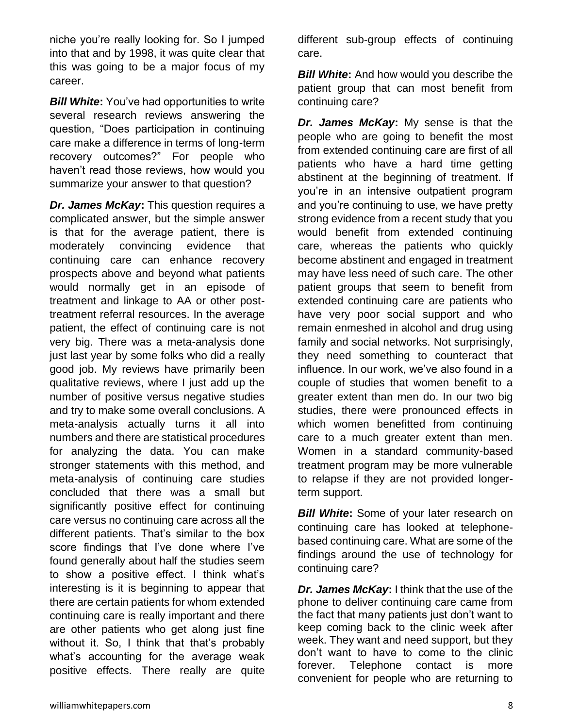niche you're really looking for. So I jumped into that and by 1998, it was quite clear that this was going to be a major focus of my career.

***Bill White*:** You've had opportunities to write several research reviews answering the question, "Does participation in continuing care make a difference in terms of long-term recovery outcomes?" For people who haven't read those reviews, how would you summarize your answer to that question?

***Dr. James McKay*:** This question requires a complicated answer, but the simple answer is that for the average patient, there is moderately convincing evidence that continuing care can enhance recovery prospects above and beyond what patients would normally get in an episode of treatment and linkage to AA or other post-treatment referral resources. In the average patient, the effect of continuing care is not very big. There was a meta-analysis done just last year by some folks who did a really good job. My reviews have primarily been qualitative reviews, where I just add up the number of positive versus negative studies and try to make some overall conclusions. A meta-analysis actually turns it all into numbers and there are statistical procedures for analyzing the data. You can make stronger statements with this method, and meta-analysis of continuing care studies concluded that there was a small but significantly positive effect for continuing care versus no continuing care across all the different patients. That's similar to the box score findings that I've done where I've found generally about half the studies seem to show a positive effect. I think what's interesting is it is beginning to appear that there are certain patients for whom extended continuing care is really important and there are other patients who get along just fine without it. So, I think that that's probably what's accounting for the average weak positive effects. There really are quite different sub-group effects of continuing care.

***Bill White*:** And how would you describe the patient group that can most benefit from continuing care?

***Dr. James McKay*:** My sense is that the people who are going to benefit the most from extended continuing care are first of all patients who have a hard time getting abstinent at the beginning of treatment. If you're in an intensive outpatient program and you're continuing to use, we have pretty strong evidence from a recent study that you would benefit from extended continuing care, whereas the patients who quickly become abstinent and engaged in treatment may have less need of such care. The other patient groups that seem to benefit from extended continuing care are patients who have very poor social support and who remain enmeshed in alcohol and drug using family and social networks. Not surprisingly, they need something to counteract that influence. In our work, we've also found in a couple of studies that women benefit to a greater extent than men do. In our two big studies, there were pronounced effects in which women benefitted from continuing care to a much greater extent than men. Women in a standard community-based treatment program may be more vulnerable to relapse if they are not provided longer-term support.

***Bill White*:** Some of your later research on continuing care has looked at telephone-based continuing care. What are some of the findings around the use of technology for continuing care?

***Dr. James McKay*:** I think that the use of the phone to deliver continuing care came from the fact that many patients just don't want to keep coming back to the clinic week after week. They want and need support, but they don't want to have to come to the clinic forever. Telephone contact is more convenient for people who are returning to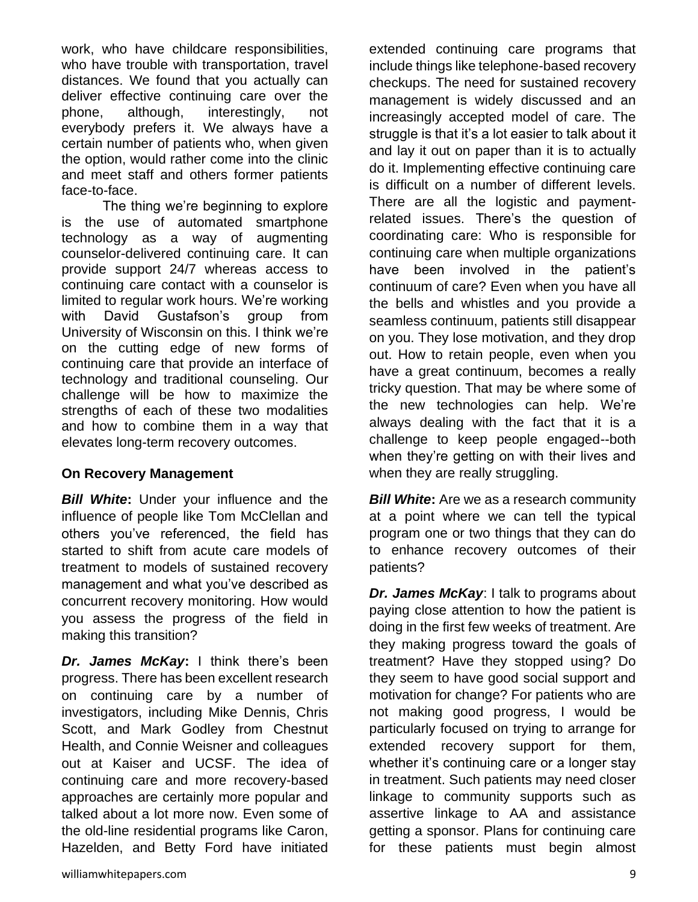work, who have childcare responsibilities, who have trouble with transportation, travel distances. We found that you actually can deliver effective continuing care over the phone, although, interestingly, not everybody prefers it. We always have a certain number of patients who, when given the option, would rather come into the clinic and meet staff and others former patients face-to-face.

The thing we're beginning to explore is the use of automated smartphone technology as a way of augmenting counselor-delivered continuing care. It can provide support 24/7 whereas access to continuing care contact with a counselor is limited to regular work hours. We're working with David Gustafson's group from University of Wisconsin on this. I think we're on the cutting edge of new forms of continuing care that provide an interface of technology and traditional counseling. Our challenge will be how to maximize the strengths of each of these two modalities and how to combine them in a way that elevates long-term recovery outcomes.

**On Recovery Management**

***Bill White*:** Under your influence and the influence of people like Tom McClellan and others you've referenced, the field has started to shift from acute care models of treatment to models of sustained recovery management and what you've described as concurrent recovery monitoring. How would you assess the progress of the field in making this transition?

***Dr. James McKay*:** I think there's been progress. There has been excellent research on continuing care by a number of investigators, including Mike Dennis, Chris Scott, and Mark Godley from Chestnut Health, and Connie Weisner and colleagues out at Kaiser and UCSF. The idea of continuing care and more recovery-based approaches are certainly more popular and talked about a lot more now. Even some of the old-line residential programs like Caron, Hazelden, and Betty Ford have initiated extended continuing care programs that include things like telephone-based recovery checkups. The need for sustained recovery management is widely discussed and an increasingly accepted model of care. The struggle is that it's a lot easier to talk about it and lay it out on paper than it is to actually do it. Implementing effective continuing care is difficult on a number of different levels. There are all the logistic and payment-related issues. There's the question of coordinating care: Who is responsible for continuing care when multiple organizations have been involved in the patient's continuum of care? Even when you have all the bells and whistles and you provide a seamless continuum, patients still disappear on you. They lose motivation, and they drop out. How to retain people, even when you have a great continuum, becomes a really tricky question. That may be where some of the new technologies can help. We're always dealing with the fact that it is a challenge to keep people engaged--both when they're getting on with their lives and when they are really struggling.

***Bill White*:** Are we as a research community at a point where we can tell the typical program one or two things that they can do to enhance recovery outcomes of their patients?

***Dr. James McKay*:** I talk to programs about paying close attention to how the patient is doing in the first few weeks of treatment. Are they making progress toward the goals of treatment? Have they stopped using? Do they seem to have good social support and motivation for change? For patients who are not making good progress, I would be particularly focused on trying to arrange for extended recovery support for them, whether it's continuing care or a longer stay in treatment. Such patients may need closer linkage to community supports such as assertive linkage to AA and assistance getting a sponsor. Plans for continuing care for these patients must begin almost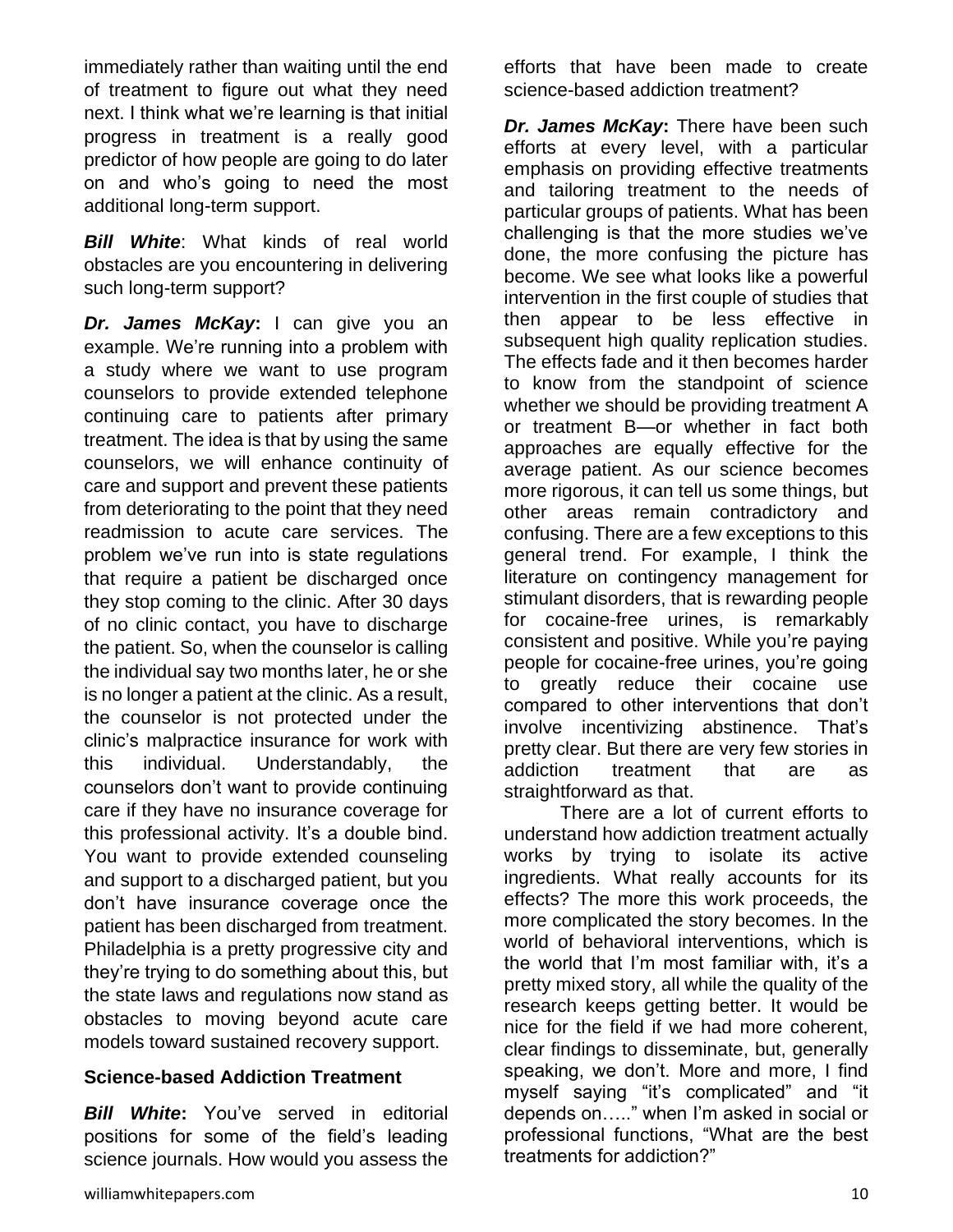immediately rather than waiting until the end of treatment to figure out what they need next. I think what we're learning is that initial progress in treatment is a really good predictor of how people are going to do later on and who's going to need the most additional long-term support.

***Bill White***: What kinds of real world obstacles are you encountering in delivering such long-term support?

***Dr. James McKay*:** I can give you an example. We're running into a problem with a study where we want to use program counselors to provide extended telephone continuing care to patients after primary treatment. The idea is that by using the same counselors, we will enhance continuity of care and support and prevent these patients from deteriorating to the point that they need readmission to acute care services. The problem we've run into is state regulations that require a patient be discharged once they stop coming to the clinic. After 30 days of no clinic contact, you have to discharge the patient. So, when the counselor is calling the individual say two months later, he or she is no longer a patient at the clinic. As a result, the counselor is not protected under the clinic's malpractice insurance for work with this individual. Understandably, the counselors don't want to provide continuing care if they have no insurance coverage for this professional activity. It's a double bind. You want to provide extended counseling and support to a discharged patient, but you don't have insurance coverage once the patient has been discharged from treatment. Philadelphia is a pretty progressive city and they're trying to do something about this, but the state laws and regulations now stand as obstacles to moving beyond acute care models toward sustained recovery support.

**Science-based Addiction Treatment**

***Bill White*:** You've served in editorial positions for some of the field's leading science journals. How would you assess the efforts that have been made to create science-based addiction treatment?

***Dr. James McKay*:** There have been such efforts at every level, with a particular emphasis on providing effective treatments and tailoring treatment to the needs of particular groups of patients. What has been challenging is that the more studies we've done, the more confusing the picture has become. We see what looks like a powerful intervention in the first couple of studies that then appear to be less effective in subsequent high quality replication studies. The effects fade and it then becomes harder to know from the standpoint of science whether we should be providing treatment A or treatment B—or whether in fact both approaches are equally effective for the average patient. As our science becomes more rigorous, it can tell us some things, but other areas remain contradictory and confusing. There are a few exceptions to this general trend. For example, I think the literature on contingency management for stimulant disorders, that is rewarding people for cocaine-free urines, is remarkably consistent and positive. While you're paying people for cocaine-free urines, you're going to greatly reduce their cocaine use compared to other interventions that don't involve incentivizing abstinence. That's pretty clear. But there are very few stories in addiction treatment that are as straightforward as that.

There are a lot of current efforts to understand how addiction treatment actually works by trying to isolate its active ingredients. What really accounts for its effects? The more this work proceeds, the more complicated the story becomes. In the world of behavioral interventions, which is the world that I'm most familiar with, it's a pretty mixed story, all while the quality of the research keeps getting better. It would be nice for the field if we had more coherent, clear findings to disseminate, but, generally speaking, we don't. More and more, I find myself saying "it's complicated" and "it depends on….." when I'm asked in social or professional functions, "What are the best treatments for addiction?"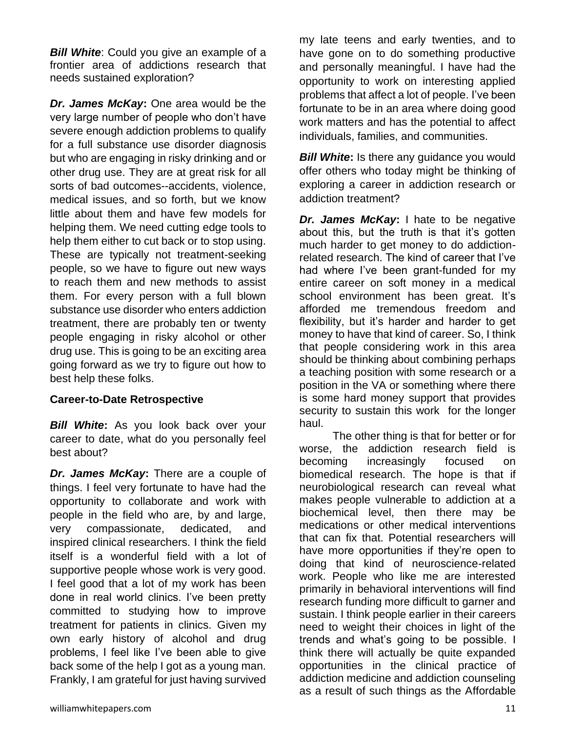***Bill White***: Could you give an example of a frontier area of addictions research that needs sustained exploration?

***Dr. James McKay*:** One area would be the very large number of people who don't have severe enough addiction problems to qualify for a full substance use disorder diagnosis but who are engaging in risky drinking and or other drug use. They are at great risk for all sorts of bad outcomes--accidents, violence, medical issues, and so forth, but we know little about them and have few models for helping them. We need cutting edge tools to help them either to cut back or to stop using. These are typically not treatment-seeking people, so we have to figure out new ways to reach them and new methods to assist them. For every person with a full blown substance use disorder who enters addiction treatment, there are probably ten or twenty people engaging in risky alcohol or other drug use. This is going to be an exciting area going forward as we try to figure out how to best help these folks.

**Career-to-Date Retrospective**

***Bill White*:** As you look back over your career to date, what do you personally feel best about?

***Dr. James McKay*:** There are a couple of things. I feel very fortunate to have had the opportunity to collaborate and work with people in the field who are, by and large, very compassionate, dedicated, and inspired clinical researchers. I think the field itself is a wonderful field with a lot of supportive people whose work is very good. I feel good that a lot of my work has been done in real world clinics. I've been pretty committed to studying how to improve treatment for patients in clinics. Given my own early history of alcohol and drug problems, I feel like I've been able to give back some of the help I got as a young man. Frankly, I am grateful for just having survived my late teens and early twenties, and to have gone on to do something productive and personally meaningful. I have had the opportunity to work on interesting applied problems that affect a lot of people. I've been fortunate to be in an area where doing good work matters and has the potential to affect individuals, families, and communities.

***Bill White*:** Is there any guidance you would offer others who today might be thinking of exploring a career in addiction research or addiction treatment?

***Dr. James McKay*:** I hate to be negative about this, but the truth is that it's gotten much harder to get money to do addiction-related research. The kind of career that I've had where I've been grant-funded for my entire career on soft money in a medical school environment has been great. It's afforded me tremendous freedom and flexibility, but it's harder and harder to get money to have that kind of career. So, I think that people considering work in this area should be thinking about combining perhaps a teaching position with some research or a position in the VA or something where there is some hard money support that provides security to sustain this work for the longer haul.

The other thing is that for better or for worse, the addiction research field is becoming increasingly focused on biomedical research. The hope is that if neurobiological research can reveal what makes people vulnerable to addiction at a biochemical level, then there may be medications or other medical interventions that can fix that. Potential researchers will have more opportunities if they're open to doing that kind of neuroscience-related work. People who like me are interested primarily in behavioral interventions will find research funding more difficult to garner and sustain. I think people earlier in their careers need to weight their choices in light of the trends and what's going to be possible. I think there will actually be quite expanded opportunities in the clinical practice of addiction medicine and addiction counseling as a result of such things as the Affordable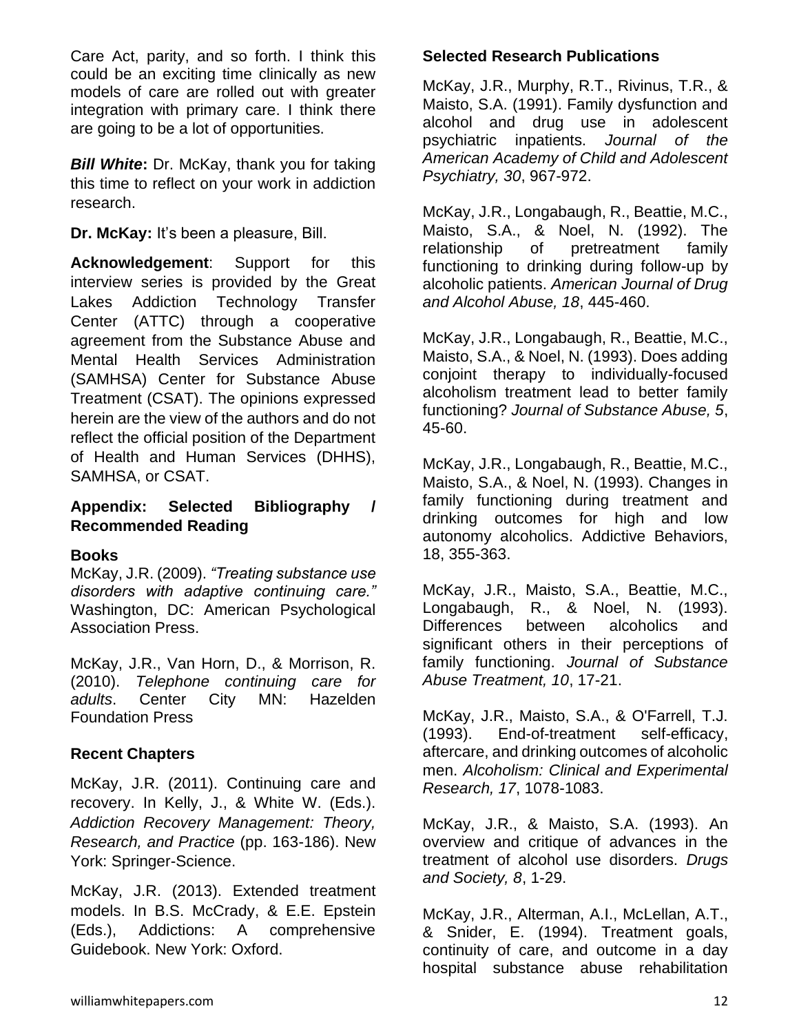Care Act, parity, and so forth. I think this could be an exciting time clinically as new models of care are rolled out with greater integration with primary care. I think there are going to be a lot of opportunities.

***Bill White*:** Dr. McKay, thank you for taking this time to reflect on your work in addiction research.

**Dr. McKay:** It's been a pleasure, Bill.

**Acknowledgement**: Support for this interview series is provided by the Great Lakes Addiction Technology Transfer Center (ATTC) through a cooperative agreement from the Substance Abuse and Mental Health Services Administration (SAMHSA) Center for Substance Abuse Treatment (CSAT). The opinions expressed herein are the view of the authors and do not reflect the official position of the Department of Health and Human Services (DHHS), SAMHSA, or CSAT.

## Appendix: Selected Bibliography / Recommended Reading

### Books

McKay, J.R. (2009). *"Treating substance use disorders with adaptive continuing care."* Washington, DC: American Psychological Association Press.

McKay, J.R., Van Horn, D., & Morrison, R. (2010). *Telephone continuing care for adults*. Center City MN: Hazelden Foundation Press

### Recent Chapters

McKay, J.R. (2011). Continuing care and recovery. In Kelly, J., & White W. (Eds.). *Addiction Recovery Management: Theory, Research, and Practice* (pp. 163-186). New York: Springer-Science.

McKay, J.R. (2013). Extended treatment models. In B.S. McCrady, & E.E. Epstein (Eds.), Addictions: A comprehensive Guidebook. New York: Oxford.

### Selected Research Publications

McKay, J.R., Murphy, R.T., Rivinus, T.R., & Maisto, S.A. (1991). Family dysfunction and alcohol and drug use in adolescent psychiatric inpatients. *Journal of the American Academy of Child and Adolescent Psychiatry, 30*, 967-972.

McKay, J.R., Longabaugh, R., Beattie, M.C., Maisto, S.A., & Noel, N. (1992). The relationship of pretreatment family functioning to drinking during follow-up by alcoholic patients. *American Journal of Drug and Alcohol Abuse, 18*, 445-460.

McKay, J.R., Longabaugh, R., Beattie, M.C., Maisto, S.A., & Noel, N. (1993). Does adding conjoint therapy to individually-focused alcoholism treatment lead to better family functioning? *Journal of Substance Abuse, 5*, 45-60.

McKay, J.R., Longabaugh, R., Beattie, M.C., Maisto, S.A., & Noel, N. (1993). Changes in family functioning during treatment and drinking outcomes for high and low autonomy alcoholics. Addictive Behaviors, 18, 355-363.

McKay, J.R., Maisto, S.A., Beattie, M.C., Longabaugh, R., & Noel, N. (1993). Differences between alcoholics and significant others in their perceptions of family functioning. *Journal of Substance Abuse Treatment, 10*, 17-21.

McKay, J.R., Maisto, S.A., & O'Farrell, T.J. (1993). End-of-treatment self-efficacy, aftercare, and drinking outcomes of alcoholic men. *Alcoholism: Clinical and Experimental Research, 17*, 1078-1083.

McKay, J.R., & Maisto, S.A. (1993). An overview and critique of advances in the treatment of alcohol use disorders. *Drugs and Society, 8*, 1-29.

McKay, J.R., Alterman, A.I., McLellan, A.T., & Snider, E. (1994). Treatment goals, continuity of care, and outcome in a day hospital substance abuse rehabilitation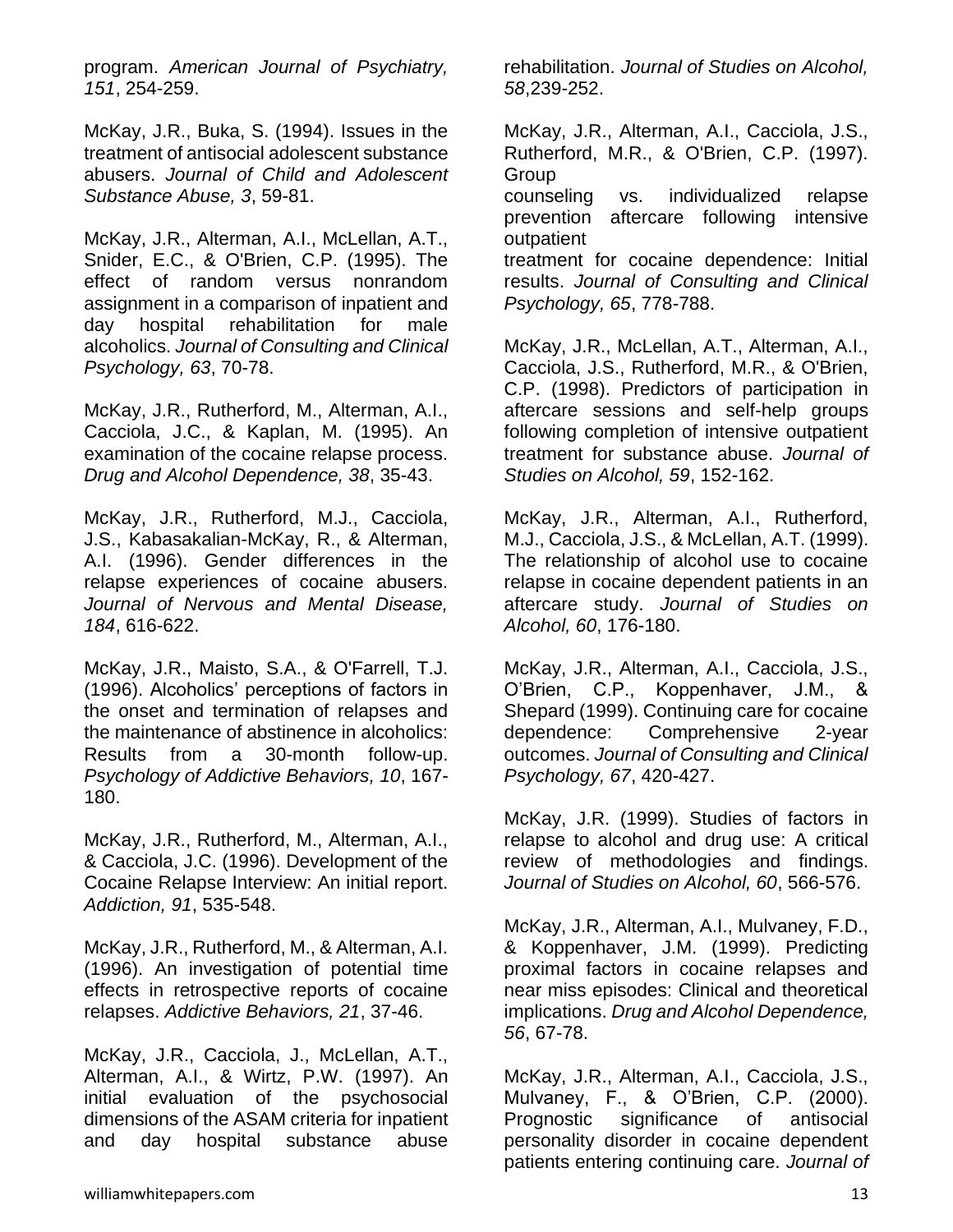program. *American Journal of Psychiatry, 151*, 254-259.

McKay, J.R., Buka, S. (1994). Issues in the treatment of antisocial adolescent substance abusers. *Journal of Child and Adolescent Substance Abuse, 3*, 59-81.

McKay, J.R., Alterman, A.I., McLellan, A.T., Snider, E.C., & O'Brien, C.P. (1995). The effect of random versus nonrandom assignment in a comparison of inpatient and day hospital rehabilitation for male alcoholics. *Journal of Consulting and Clinical Psychology, 63*, 70-78.

McKay, J.R., Rutherford, M., Alterman, A.I., Cacciola, J.C., & Kaplan, M. (1995). An examination of the cocaine relapse process. *Drug and Alcohol Dependence, 38*, 35-43.

McKay, J.R., Rutherford, M.J., Cacciola, J.S., Kabasakalian-McKay, R., & Alterman, A.I. (1996). Gender differences in the relapse experiences of cocaine abusers. *Journal of Nervous and Mental Disease, 184*, 616-622.

McKay, J.R., Maisto, S.A., & O'Farrell, T.J. (1996). Alcoholics' perceptions of factors in the onset and termination of relapses and the maintenance of abstinence in alcoholics: Results from a 30-month follow-up. *Psychology of Addictive Behaviors, 10*, 167-180.

McKay, J.R., Rutherford, M., Alterman, A.I., & Cacciola, J.C. (1996). Development of the Cocaine Relapse Interview: An initial report. *Addiction, 91*, 535-548.

McKay, J.R., Rutherford, M., & Alterman, A.I. (1996). An investigation of potential time effects in retrospective reports of cocaine relapses. *Addictive Behaviors, 21*, 37-46.

McKay, J.R., Cacciola, J., McLellan, A.T., Alterman, A.I., & Wirtz, P.W. (1997). An initial evaluation of the psychosocial dimensions of the ASAM criteria for inpatient and day hospital substance abuse rehabilitation. *Journal of Studies on Alcohol, 58*,239-252.

McKay, J.R., Alterman, A.I., Cacciola, J.S., Rutherford, M.R., & O'Brien, C.P. (1997). Group counseling vs. individualized relapse prevention aftercare following intensive outpatient treatment for cocaine dependence: Initial results. *Journal of Consulting and Clinical Psychology, 65*, 778-788.

McKay, J.R., McLellan, A.T., Alterman, A.I., Cacciola, J.S., Rutherford, M.R., & O'Brien, C.P. (1998). Predictors of participation in aftercare sessions and self-help groups following completion of intensive outpatient treatment for substance abuse. *Journal of Studies on Alcohol, 59*, 152-162.

McKay, J.R., Alterman, A.I., Rutherford, M.J., Cacciola, J.S., & McLellan, A.T. (1999). The relationship of alcohol use to cocaine relapse in cocaine dependent patients in an aftercare study. *Journal of Studies on Alcohol, 60*, 176-180.

McKay, J.R., Alterman, A.I., Cacciola, J.S., O'Brien, C.P., Koppenhaver, J.M., & Shepard (1999). Continuing care for cocaine dependence: Comprehensive 2-year outcomes. *Journal of Consulting and Clinical Psychology, 67*, 420-427.

McKay, J.R. (1999). Studies of factors in relapse to alcohol and drug use: A critical review of methodologies and findings. *Journal of Studies on Alcohol, 60*, 566-576.

McKay, J.R., Alterman, A.I., Mulvaney, F.D., & Koppenhaver, J.M. (1999). Predicting proximal factors in cocaine relapses and near miss episodes: Clinical and theoretical implications. *Drug and Alcohol Dependence, 56*, 67-78.

McKay, J.R., Alterman, A.I., Cacciola, J.S., Mulvaney, F., & O'Brien, C.P. (2000). Prognostic significance of antisocial personality disorder in cocaine dependent patients entering continuing care. *Journal of*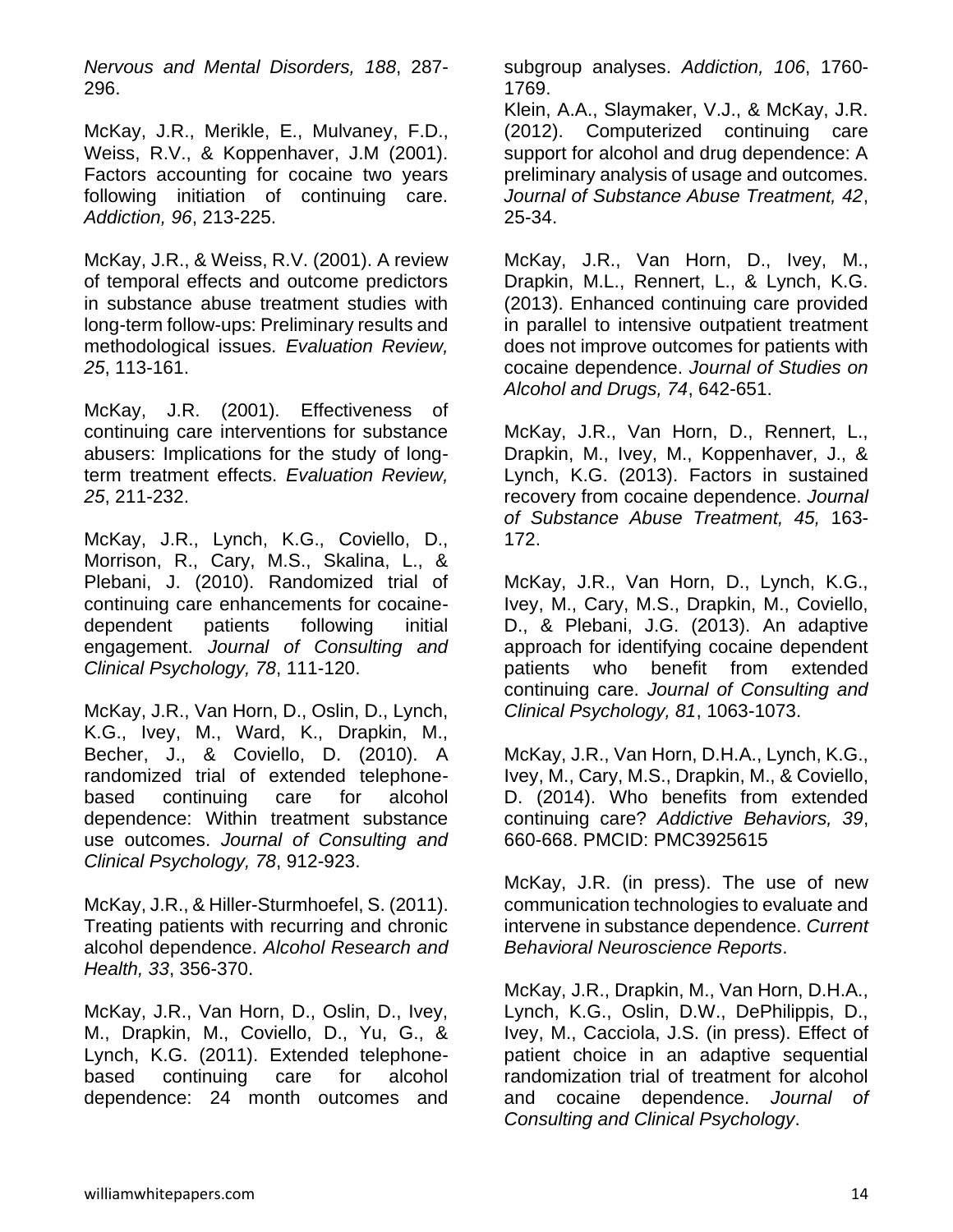*Nervous and Mental Disorders, 188*, 287-296.

McKay, J.R., Merikle, E., Mulvaney, F.D., Weiss, R.V., & Koppenhaver, J.M (2001). Factors accounting for cocaine two years following initiation of continuing care. *Addiction, 96*, 213-225.

McKay, J.R., & Weiss, R.V. (2001). A review of temporal effects and outcome predictors in substance abuse treatment studies with long-term follow-ups: Preliminary results and methodological issues. *Evaluation Review, 25*, 113-161.

McKay, J.R. (2001). Effectiveness of continuing care interventions for substance abusers: Implications for the study of long-term treatment effects. *Evaluation Review, 25*, 211-232.

McKay, J.R., Lynch, K.G., Coviello, D., Morrison, R., Cary, M.S., Skalina, L., & Plebani, J. (2010). Randomized trial of continuing care enhancements for cocaine-dependent patients following initial engagement. *Journal of Consulting and Clinical Psychology, 78*, 111-120.

McKay, J.R., Van Horn, D., Oslin, D., Lynch, K.G., Ivey, M., Ward, K., Drapkin, M., Becher, J., & Coviello, D. (2010). A randomized trial of extended telephone-based continuing care for alcohol dependence: Within treatment substance use outcomes. *Journal of Consulting and Clinical Psychology, 78*, 912-923.

McKay, J.R., & Hiller-Sturmhoefel, S. (2011). Treating patients with recurring and chronic alcohol dependence. *Alcohol Research and Health, 33*, 356-370.

McKay, J.R., Van Horn, D., Oslin, D., Ivey, M., Drapkin, M., Coviello, D., Yu, G., & Lynch, K.G. (2011). Extended telephone-based continuing care for alcohol dependence: 24 month outcomes and subgroup analyses. *Addiction, 106*, 1760-1769.

Klein, A.A., Slaymaker, V.J., & McKay, J.R. (2012). Computerized continuing care support for alcohol and drug dependence: A preliminary analysis of usage and outcomes. *Journal of Substance Abuse Treatment, 42*, 25-34.

McKay, J.R., Van Horn, D., Ivey, M., Drapkin, M.L., Rennert, L., & Lynch, K.G. (2013). Enhanced continuing care provided in parallel to intensive outpatient treatment does not improve outcomes for patients with cocaine dependence. *Journal of Studies on Alcohol and Drugs, 74*, 642-651.

McKay, J.R., Van Horn, D., Rennert, L., Drapkin, M., Ivey, M., Koppenhaver, J., & Lynch, K.G. (2013). Factors in sustained recovery from cocaine dependence. *Journal of Substance Abuse Treatment, 45,* 163-172.

McKay, J.R., Van Horn, D., Lynch, K.G., Ivey, M., Cary, M.S., Drapkin, M., Coviello, D., & Plebani, J.G. (2013). An adaptive approach for identifying cocaine dependent patients who benefit from extended continuing care. *Journal of Consulting and Clinical Psychology, 81*, 1063-1073.

McKay, J.R., Van Horn, D.H.A., Lynch, K.G., Ivey, M., Cary, M.S., Drapkin, M., & Coviello, D. (2014). Who benefits from extended continuing care? *Addictive Behaviors, 39*, 660-668. PMCID: PMC3925615

McKay, J.R. (in press). The use of new communication technologies to evaluate and intervene in substance dependence. *Current Behavioral Neuroscience Reports*.

McKay, J.R., Drapkin, M., Van Horn, D.H.A., Lynch, K.G., Oslin, D.W., DePhilippis, D., Ivey, M., Cacciola, J.S. (in press). Effect of patient choice in an adaptive sequential randomization trial of treatment for alcohol and cocaine dependence. *Journal of Consulting and Clinical Psychology*.